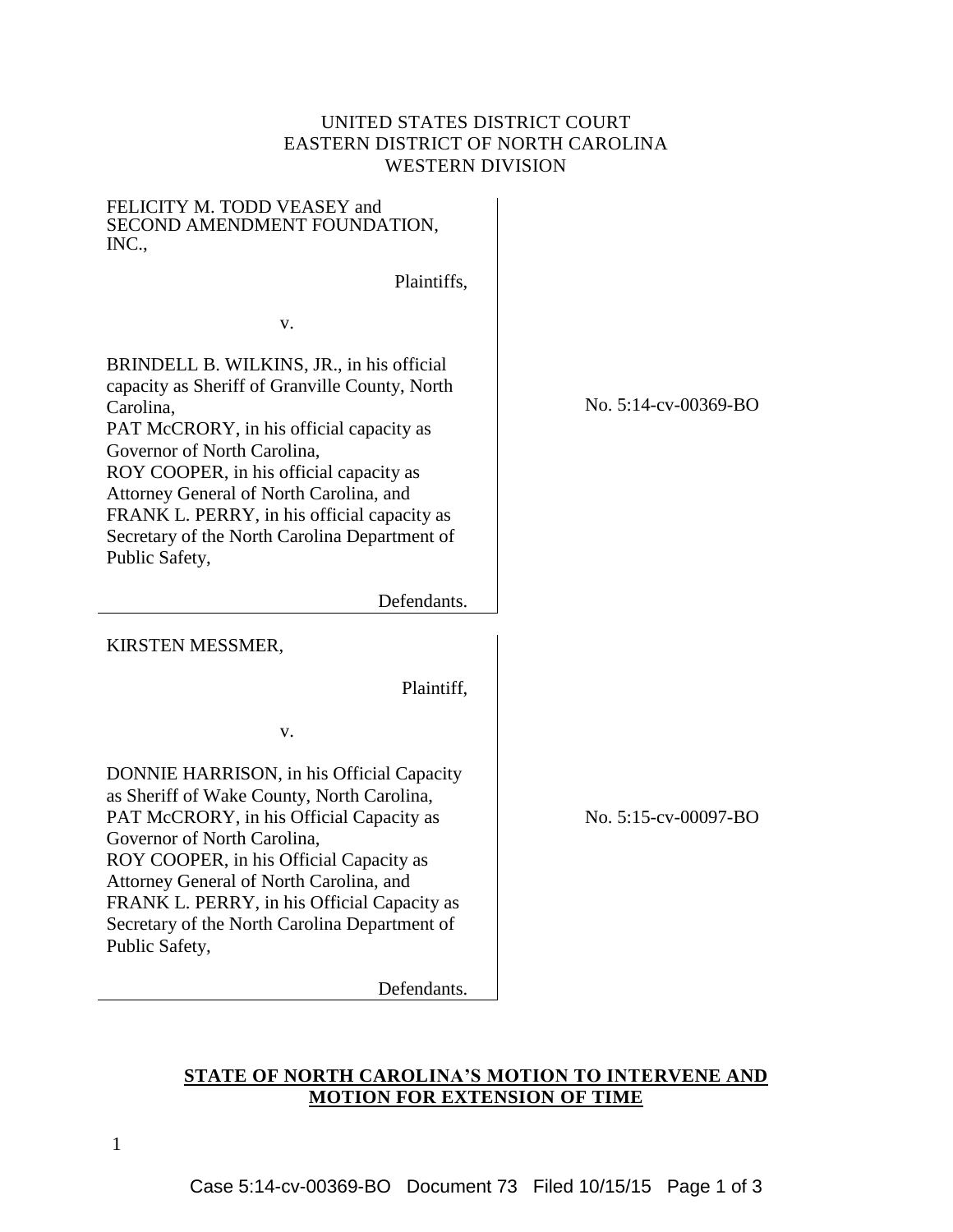UNITED STATES DISTRICT COURT
EASTERN DISTRICT OF NORTH CAROLINA
WESTERN DIVISION

| | |
|---|---|
| FELICITY M. TODD VEASEY and SECOND AMENDMENT FOUNDATION, INC., <br><br> Plaintiffs, <br><br> v. <br><br> BRINDELL B. WILKINS, JR., in his official capacity as Sheriff of Granville County, North Carolina, <br> PAT McCRORY, in his official capacity as Governor of North Carolina, <br> ROY COOPER, in his official capacity as Attorney General of North Carolina, and <br> FRANK L. PERRY, in his official capacity as Secretary of the North Carolina Department of Public Safety, <br><br> Defendants. | No. 5:14-cv-00369-BO |
| KIRSTEN MESSMER, <br><br> Plaintiff, <br><br> v. <br><br> DONNIE HARRISON, in his Official Capacity as Sheriff of Wake County, North Carolina, <br> PAT McCRORY, in his Official Capacity as Governor of North Carolina, <br> ROY COOPER, in his Official Capacity as Attorney General of North Carolina, and <br> FRANK L. PERRY, in his Official Capacity as Secretary of the North Carolina Department of Public Safety, <br><br> Defendants. | No. 5:15-cv-00097-BO |

**STATE OF NORTH CAROLINA'S MOTION TO INTERVENE AND MOTION FOR EXTENSION OF TIME**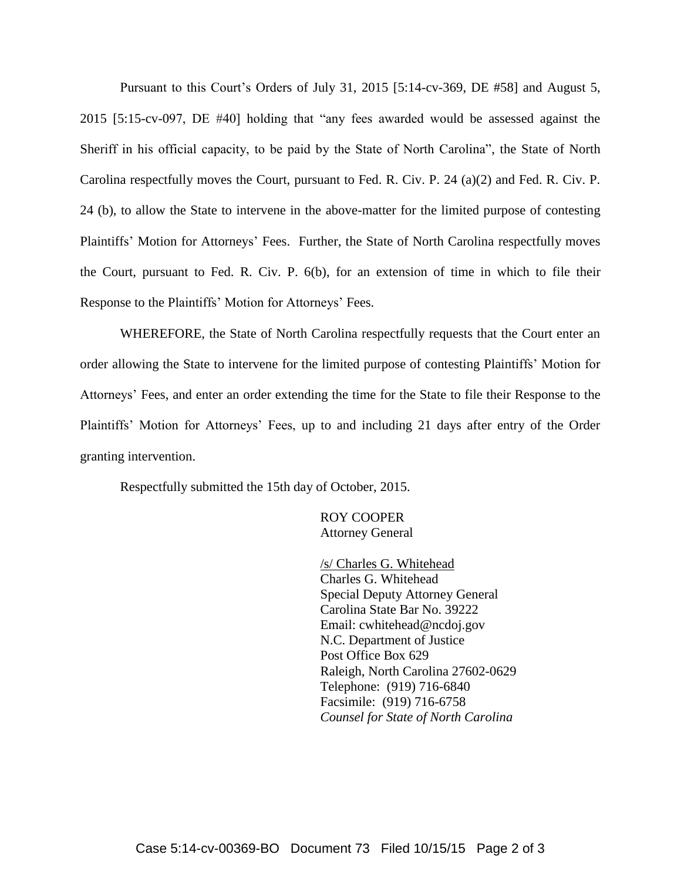Pursuant to this Court's Orders of July 31, 2015 [5:14-cv-369, DE #58] and August 5, 2015 [5:15-cv-097, DE #40] holding that "any fees awarded would be assessed against the Sheriff in his official capacity, to be paid by the State of North Carolina", the State of North Carolina respectfully moves the Court, pursuant to Fed. R. Civ. P. 24 (a)(2) and Fed. R. Civ. P. 24 (b), to allow the State to intervene in the above-matter for the limited purpose of contesting Plaintiffs' Motion for Attorneys' Fees. Further, the State of North Carolina respectfully moves the Court, pursuant to Fed. R. Civ. P. 6(b), for an extension of time in which to file their Response to the Plaintiffs' Motion for Attorneys' Fees.

WHEREFORE, the State of North Carolina respectfully requests that the Court enter an order allowing the State to intervene for the limited purpose of contesting Plaintiffs' Motion for Attorneys' Fees, and enter an order extending the time for the State to file their Response to the Plaintiffs' Motion for Attorneys' Fees, up to and including 21 days after entry of the Order granting intervention.

Respectfully submitted the 15th day of October, 2015.

ROY COOPER
Attorney General

/s/ Charles G. Whitehead
Charles G. Whitehead
Special Deputy Attorney General
Carolina State Bar No. 39222
Email: cwhitehead@ncdoj.gov
N.C. Department of Justice
Post Office Box 629
Raleigh, North Carolina 27602-0629
Telephone: (919) 716-6840
Facsimile: (919) 716-6758
*Counsel for State of North Carolina*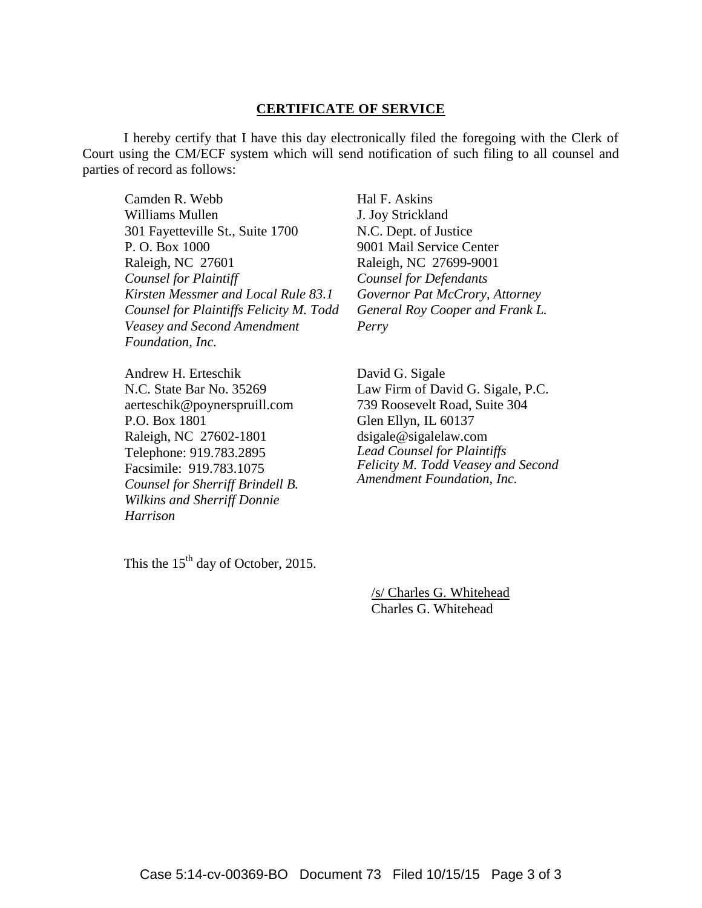## CERTIFICATE OF SERVICE

I hereby certify that I have this day electronically filed the foregoing with the Clerk of Court using the CM/ECF system which will send notification of such filing to all counsel and parties of record as follows:

Camden R. Webb
Williams Mullen
301 Fayetteville St., Suite 1700
P. O. Box 1000
Raleigh, NC 27601
*Counsel for Plaintiff Kirsten Messmer and Local Rule 83.1 Counsel for Plaintiffs Felicity M. Todd Veasey and Second Amendment Foundation, Inc.*

Hal F. Askins
J. Joy Strickland
N.C. Dept. of Justice
9001 Mail Service Center
Raleigh, NC 27699-9001
*Counsel for Defendants Governor Pat McCrory, Attorney General Roy Cooper and Frank L. Perry*

Andrew H. Erteschik
N.C. State Bar No. 35269
aerteschik@poynerspruill.com
P.O. Box 1801
Raleigh, NC 27602-1801
Telephone: 919.783.2895
Facsimile: 919.783.1075
*Counsel for Sherriff Brindell B. Wilkins and Sherriff Donnie Harrison*

David G. Sigale
Law Firm of David G. Sigale, P.C.
739 Roosevelt Road, Suite 304
Glen Ellyn, IL 60137
dsigale@sigalelaw.com
*Lead Counsel for Plaintiffs Felicity M. Todd Veasey and Second Amendment Foundation, Inc.*

This the 15th day of October, 2015.

/s/ Charles G. Whitehead
Charles G. Whitehead